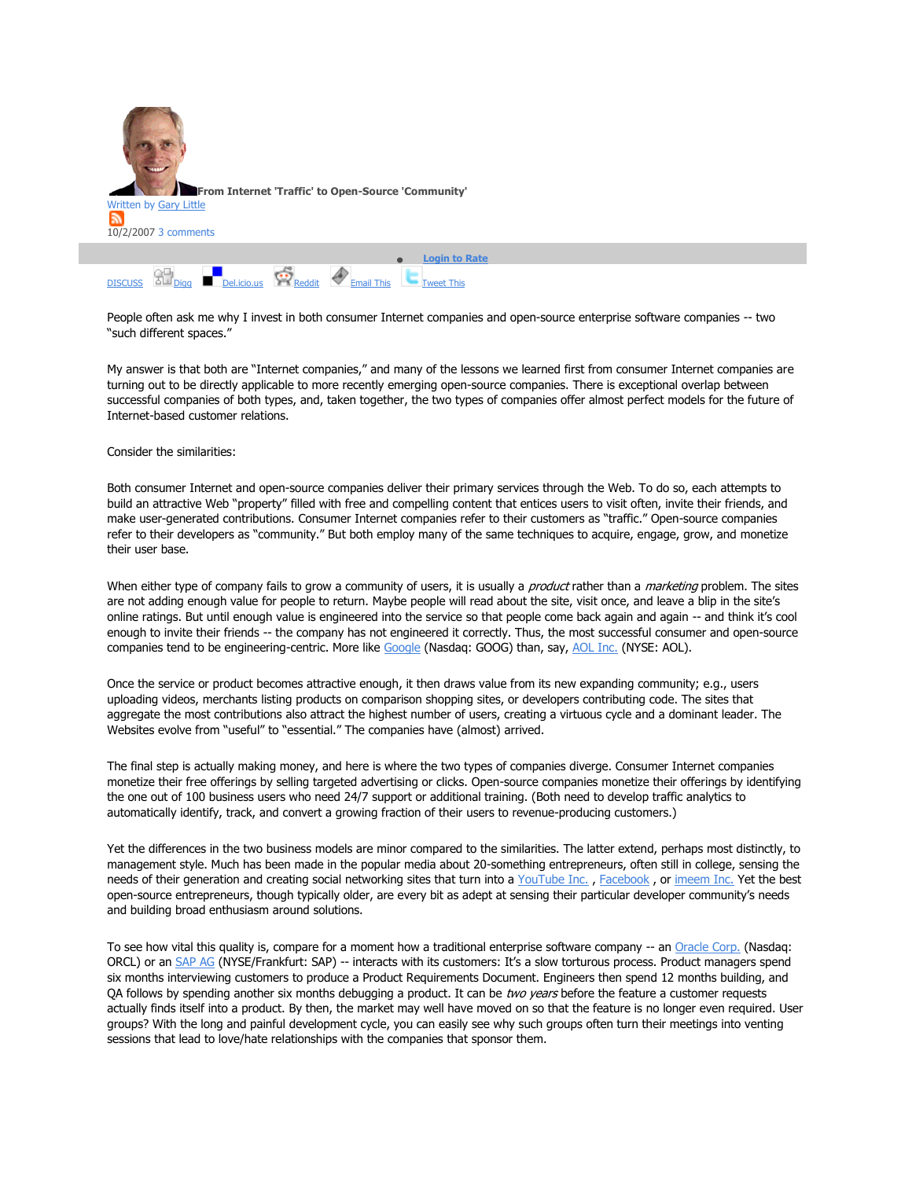**From Internet 'Traffic' to Open-Source 'Community'**

Written by Gary Little

10/2/2007 3 comments

Login to Rate

DISCUSS Digg Del.icio.us Reddit Email This Tweet This

People often ask me why I invest in both consumer Internet companies and open-source enterprise software companies -- two "such different spaces."

My answer is that both are "Internet companies," and many of the lessons we learned first from consumer Internet companies are turning out to be directly applicable to more recently emerging open-source companies. There is exceptional overlap between successful companies of both types, and, taken together, the two types of companies offer almost perfect models for the future of Internet-based customer relations.

Consider the similarities:

Both consumer Internet and open-source companies deliver their primary services through the Web. To do so, each attempts to build an attractive Web "property" filled with free and compelling content that entices users to visit often, invite their friends, and make user-generated contributions. Consumer Internet companies refer to their customers as "traffic." Open-source companies refer to their developers as "community." But both employ many of the same techniques to acquire, engage, grow, and monetize their user base.

When either type of company fails to grow a community of users, it is usually a *product* rather than a *marketing* problem. The sites are not adding enough value for people to return. Maybe people will read about the site, visit once, and leave a blip in the site's online ratings. But until enough value is engineered into the service so that people come back again and again -- and think it's cool enough to invite their friends -- the company has not engineered it correctly. Thus, the most successful consumer and open-source companies tend to be engineering-centric. More like Google (Nasdaq: GOOG) than, say, AOL Inc. (NYSE: AOL).

Once the service or product becomes attractive enough, it then draws value from its new expanding community; e.g., users uploading videos, merchants listing products on comparison shopping sites, or developers contributing code. The sites that aggregate the most contributions also attract the highest number of users, creating a virtuous cycle and a dominant leader. The Websites evolve from "useful" to "essential." The companies have (almost) arrived.

The final step is actually making money, and here is where the two types of companies diverge. Consumer Internet companies monetize their free offerings by selling targeted advertising or clicks. Open-source companies monetize their offerings by identifying the one out of 100 business users who need 24/7 support or additional training. (Both need to develop traffic analytics to automatically identify, track, and convert a growing fraction of their users to revenue-producing customers.)

Yet the differences in the two business models are minor compared to the similarities. The latter extend, perhaps most distinctly, to management style. Much has been made in the popular media about 20-something entrepreneurs, often still in college, sensing the needs of their generation and creating social networking sites that turn into a YouTube Inc. , Facebook , or imeem Inc. Yet the best open-source entrepreneurs, though typically older, are every bit as adept at sensing their particular developer community's needs and building broad enthusiasm around solutions.

To see how vital this quality is, compare for a moment how a traditional enterprise software company -- an Oracle Corp. (Nasdaq: ORCL) or an SAP AG (NYSE/Frankfurt: SAP) -- interacts with its customers: It's a slow torturous process. Product managers spend six months interviewing customers to produce a Product Requirements Document. Engineers then spend 12 months building, and QA follows by spending another six months debugging a product. It can be *two years* before the feature a customer requests actually finds itself into a product. By then, the market may well have moved on so that the feature is no longer even required. User groups? With the long and painful development cycle, you can easily see why such groups often turn their meetings into venting sessions that lead to love/hate relationships with the companies that sponsor them.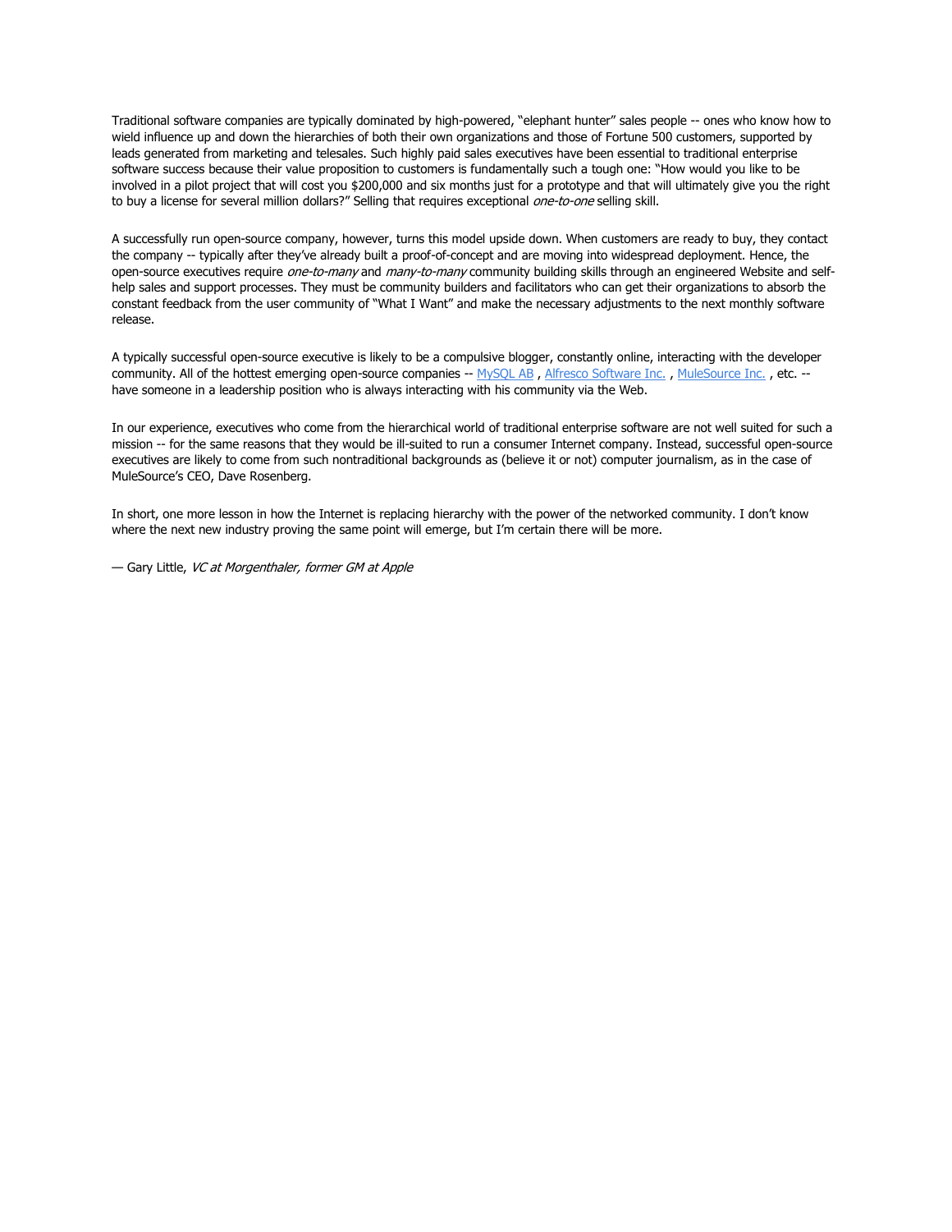Traditional software companies are typically dominated by high-powered, "elephant hunter" sales people -- ones who know how to wield influence up and down the hierarchies of both their own organizations and those of Fortune 500 customers, supported by leads generated from marketing and telesales. Such highly paid sales executives have been essential to traditional enterprise software success because their value proposition to customers is fundamentally such a tough one: "How would you like to be involved in a pilot project that will cost you $200,000 and six months just for a prototype and that will ultimately give you the right to buy a license for several million dollars?" Selling that requires exceptional *one-to-one* selling skill.

A successfully run open-source company, however, turns this model upside down. When customers are ready to buy, they contact the company -- typically after they've already built a proof-of-concept and are moving into widespread deployment. Hence, the open-source executives require *one-to-many* and *many-to-many* community building skills through an engineered Website and self-help sales and support processes. They must be community builders and facilitators who can get their organizations to absorb the constant feedback from the user community of "What I Want" and make the necessary adjustments to the next monthly software release.

A typically successful open-source executive is likely to be a compulsive blogger, constantly online, interacting with the developer community. All of the hottest emerging open-source companies -- MySQL AB , Alfresco Software Inc. , MuleSource Inc. , etc. -- have someone in a leadership position who is always interacting with his community via the Web.

In our experience, executives who come from the hierarchical world of traditional enterprise software are not well suited for such a mission -- for the same reasons that they would be ill-suited to run a consumer Internet company. Instead, successful open-source executives are likely to come from such nontraditional backgrounds as (believe it or not) computer journalism, as in the case of MuleSource's CEO, Dave Rosenberg.

In short, one more lesson in how the Internet is replacing hierarchy with the power of the networked community. I don't know where the next new industry proving the same point will emerge, but I'm certain there will be more.

— Gary Little, *VC at Morgenthaler, former GM at Apple*